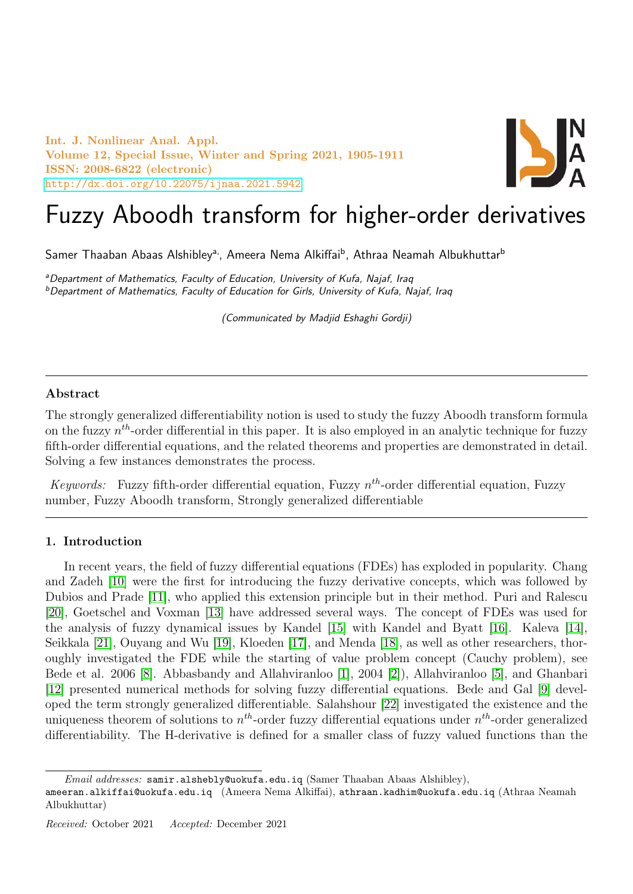# Fuzzy Aboodh transform for higher-order derivatives

Samer Thaaban Abaas Alshibley[a], Ameera Nema Alkiffai[b], Athraa Neamah Albukhuttar[b]

[a]*Department of Mathematics, Faculty of Education, University of Kufa, Najaf, Iraq*
[b]*Department of Mathematics, Faculty of Education for Girls, University of Kufa, Najaf, Iraq*

*(Communicated by Madjid Eshaghi Gordji)*

---

## Abstract

The strongly generalized differentiability notion is used to study the fuzzy Aboodh transform formula on the fuzzy $n^{th}$-order differential in this paper. It is also employed in an analytic technique for fuzzy fifth-order differential equations, and the related theorems and properties are demonstrated in detail. Solving a few instances demonstrates the process.

*Keywords:* Fuzzy fifth-order differential equation, Fuzzy $n^{th}$-order differential equation, Fuzzy number, Fuzzy Aboodh transform, Strongly generalized differentiable

---

## 1. Introduction

In recent years, the field of fuzzy differential equations (FDEs) has exploded in popularity. Chang and Zadeh [10] were the first for introducing the fuzzy derivative concepts, which was followed by Dubios and Prade [11], who applied this extension principle but in their method. Puri and Ralescu [20], Goetschel and Voxman [13] have addressed several ways. The concept of FDEs was used for the analysis of fuzzy dynamical issues by Kandel [15] with Kandel and Byatt [16]. Kaleva [14], Seikkala [21], Ouyang and Wu [19], Kloeden [17], and Menda [18], as well as other researchers, thoroughly investigated the FDE while the starting of value problem concept (Cauchy problem), see Bede et al. 2006 [8]. Abbasbandy and Allahviranloo [1], 2004 [2]), Allahviranloo [5], and Ghanbari [12] presented numerical methods for solving fuzzy differential equations. Bede and Gal [9] developed the term strongly generalized differentiable. Salahshour [22] investigated the existence and the uniqueness theorem of solutions to $n^{th}$-order fuzzy differential equations under $n^{th}$-order generalized differentiability. The H-derivative is defined for a smaller class of fuzzy valued functions than the

---

*Email addresses:* samir.alshebly@uokufa.edu.iq (Samer Thaaban Abaas Alshibley), ameeran.alkiffai@uokufa.edu.iq (Ameera Nema Alkiffai), athraan.kadhim@uokufa.edu.iq (Athraa Neamah Albukhuttar)

*Received:* October 2021 *Accepted:* December 2021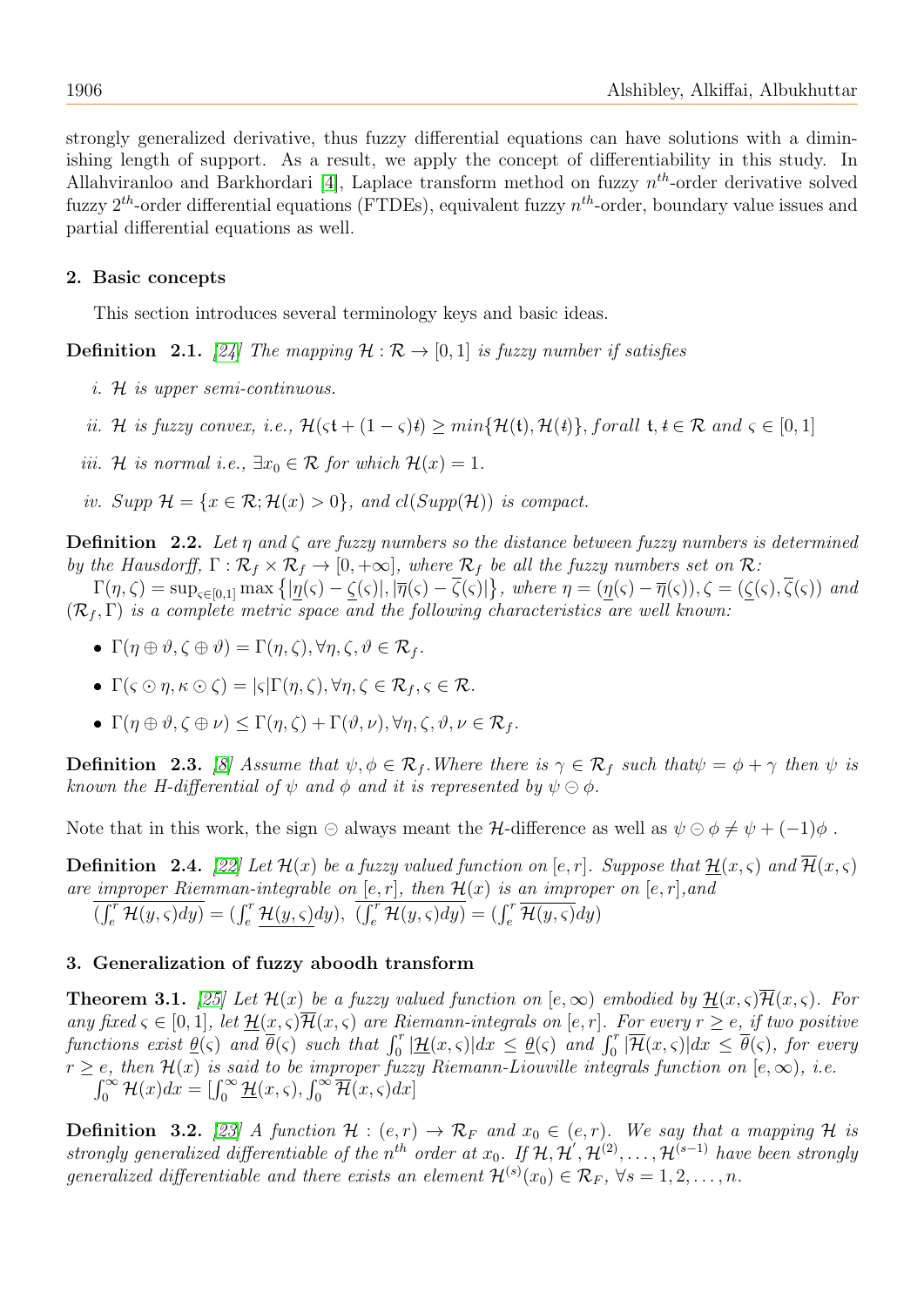strongly generalized derivative, thus fuzzy differential equations can have solutions with a diminishing length of support. As a result, we apply the concept of differentiability in this study. In Allahviranloo and Barkhordari [4], Laplace transform method on fuzzy $n^{th}$-order derivative solved fuzzy $2^{th}$-order differential equations (FTDEs), equivalent fuzzy $n^{th}$-order, boundary value issues and partial differential equations as well.

## 2. Basic concepts

This section introduces several terminology keys and basic ideas.

**Definition 2.1.** *[24] The mapping $\mathcal{H} : \mathcal{R} \to [0, 1]$ is fuzzy number if satisfies*

*i. $\mathcal{H}$ is upper semi-continuous.*

*ii. $\mathcal{H}$ is fuzzy convex, i.e., $\mathcal{H}(\varsigma\mathfrak{t} + (1 - \varsigma)\mathfrak{t}) \geq min\{\mathcal{H}(\mathfrak{t}), \mathcal{H}(\mathfrak{t})\}, forall\ \mathfrak{t}, \mathfrak{t} \in \mathcal{R}$ and $\varsigma \in [0, 1]$*

*iii. $\mathcal{H}$ is normal i.e., $\exists x_0 \in \mathcal{R}$ for which $\mathcal{H}(x) = 1$.*

*iv. $Supp\ \mathcal{H} = \{x \in \mathcal{R}; \mathcal{H}(x) > 0\}$, and $cl(Supp(\mathcal{H}))$ is compact.*

**Definition 2.2.** *Let $\eta$ and $\zeta$ are fuzzy numbers so the distance between fuzzy numbers is determined by the Hausdorff, $\Gamma : \mathcal{R}_f \times \mathcal{R}_f \to [0, +\infty]$, where $\mathcal{R}_f$ be all the fuzzy numbers set on $\mathcal{R}$:*

*$\Gamma(\eta, \zeta) = \sup_{\varsigma\in[0,1]} \max\left\{|\underline{\eta}(\varsigma) - \underline{\zeta}(\varsigma)|, |\overline{\eta}(\varsigma) - \overline{\zeta}(\varsigma)|\right\}$, where $\eta = (\underline{\eta}(\varsigma) - \overline{\eta}(\varsigma)), \zeta = (\underline{\zeta}(\varsigma), \overline{\zeta}(\varsigma))$ and $(\mathcal{R}_f, \Gamma)$ is a complete metric space and the following characteristics are well known:*

- $\Gamma(\eta \oplus \vartheta, \zeta \oplus \vartheta) = \Gamma(\eta, \zeta), \forall \eta, \zeta, \vartheta \in \mathcal{R}_f$.
- $\Gamma(\varsigma \odot \eta, \kappa \odot \zeta) = |\varsigma|\Gamma(\eta, \zeta), \forall \eta, \zeta \in \mathcal{R}_f, \varsigma \in \mathcal{R}$.
- $\Gamma(\eta \oplus \vartheta, \zeta \oplus \nu) \leq \Gamma(\eta, \zeta) + \Gamma(\vartheta, \nu), \forall \eta, \zeta, \vartheta, \nu \in \mathcal{R}_f$.

**Definition 2.3.** *[8] Assume that $\psi, \phi \in \mathcal{R}_f$. Where there is $\gamma \in \mathcal{R}_f$ such that $\psi = \phi + \gamma$ then $\psi$ is known the H-differential of $\psi$ and $\phi$ and it is represented by $\psi \ominus \phi$.*

Note that in this work, the sign $\ominus$ always meant the $\mathcal{H}$-difference as well as $\psi \ominus \phi \neq \psi + (-1)\phi$ .

**Definition 2.4.** *[22] Let $\mathcal{H}(x)$ be a fuzzy valued function on $[e, r]$. Suppose that $\underline{\mathcal{H}}(x, \varsigma)$ and $\overline{\mathcal{H}}(x, \varsigma)$ are improper Riemman-integrable on $[e, r]$, then $\mathcal{H}(x)$ is an improper on $[e, r]$,and*

*$\overline{(\int_e^r \mathcal{H}(y, \varsigma)dy)} = (\int_e^r \underline{\mathcal{H}(y, \varsigma)}dy)$, $\overline{(\int_e^r \mathcal{H}(y, \varsigma)dy)} = (\int_e^r \overline{\mathcal{H}(y, \varsigma)}dy)$*

## 3. Generalization of fuzzy aboodh transform

**Theorem 3.1.** *[25] Let $\mathcal{H}(x)$ be a fuzzy valued function on $[e, \infty)$ embodied by $\underline{\mathcal{H}}(x, \varsigma)\overline{\mathcal{H}}(x, \varsigma)$. For any fixed $\varsigma \in [0, 1]$, let $\underline{\mathcal{H}}(x, \varsigma)\overline{\mathcal{H}}(x, \varsigma)$ are Riemann-integrals on $[e, r]$. For every $r \geq e$, if two positive functions exist $\underline{\theta}(\varsigma)$ and $\overline{\theta}(\varsigma)$ such that $\int_0^r |\underline{\mathcal{H}}(x, \varsigma)|dx \leq \underline{\theta}(\varsigma)$ and $\int_0^r |\overline{\mathcal{H}}(x, \varsigma)|dx \leq \overline{\theta}(\varsigma)$, for every $r \geq e$, then $\mathcal{H}(x)$ is said to be improper fuzzy Riemann-Liouville integrals function on $[e, \infty)$, i.e.*

*$\int_0^\infty \mathcal{H}(x)dx = [\int_0^\infty \underline{\mathcal{H}}(x, \varsigma), \int_0^\infty \overline{\mathcal{H}}(x, \varsigma)dx]$*

**Definition 3.2.** *[23] A function $\mathcal{H} : (e, r) \to \mathcal{R}_F$ and $x_0 \in (e, r)$. We say that a mapping $\mathcal{H}$ is strongly generalized differentiable of the $n^{th}$ order at $x_0$. If $\mathcal{H}, \mathcal{H}', \mathcal{H}^{(2)}, \ldots, \mathcal{H}^{(s-1)}$ have been strongly generalized differentiable and there exists an element $\mathcal{H}^{(s)}(x_0) \in \mathcal{R}_F$, $\forall s = 1, 2, \ldots, n$.*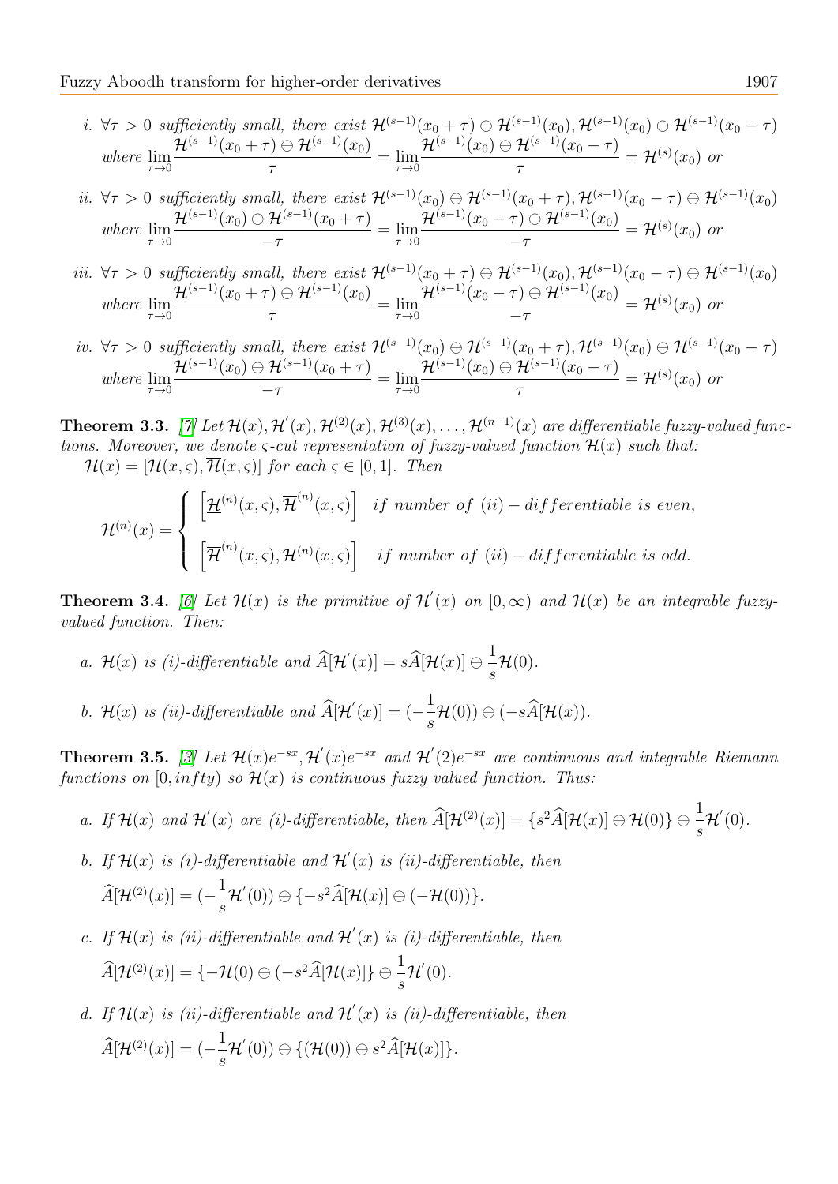*i.* $\forall \tau > 0$ *sufficiently small, there exist* $\mathcal{H}^{(s-1)}(x_0+\tau) \ominus \mathcal{H}^{(s-1)}(x_0), \mathcal{H}^{(s-1)}(x_0) \ominus \mathcal{H}^{(s-1)}(x_0-\tau)$ *where* $\lim_{\tau\to 0} \dfrac{\mathcal{H}^{(s-1)}(x_0+\tau) \ominus \mathcal{H}^{(s-1)}(x_0)}{\tau} = \lim_{\tau\to 0} \dfrac{\mathcal{H}^{(s-1)}(x_0) \ominus \mathcal{H}^{(s-1)}(x_0-\tau)}{\tau} = \mathcal{H}^{(s)}(x_0)$ *or*

*ii.* $\forall \tau > 0$ *sufficiently small, there exist* $\mathcal{H}^{(s-1)}(x_0) \ominus \mathcal{H}^{(s-1)}(x_0+\tau), \mathcal{H}^{(s-1)}(x_0-\tau) \ominus \mathcal{H}^{(s-1)}(x_0)$ *where* $\lim_{\tau\to 0} \dfrac{\mathcal{H}^{(s-1)}(x_0) \ominus \mathcal{H}^{(s-1)}(x_0+\tau)}{-\tau} = \lim_{\tau\to 0} \dfrac{\mathcal{H}^{(s-1)}(x_0-\tau) \ominus \mathcal{H}^{(s-1)}(x_0)}{-\tau} = \mathcal{H}^{(s)}(x_0)$ *or*

*iii.* $\forall \tau > 0$ *sufficiently small, there exist* $\mathcal{H}^{(s-1)}(x_0+\tau) \ominus \mathcal{H}^{(s-1)}(x_0), \mathcal{H}^{(s-1)}(x_0-\tau) \ominus \mathcal{H}^{(s-1)}(x_0)$ *where* $\lim_{\tau\to 0} \dfrac{\mathcal{H}^{(s-1)}(x_0+\tau) \ominus \mathcal{H}^{(s-1)}(x_0)}{\tau} = \lim_{\tau\to 0} \dfrac{\mathcal{H}^{(s-1)}(x_0-\tau) \ominus \mathcal{H}^{(s-1)}(x_0)}{-\tau} = \mathcal{H}^{(s)}(x_0)$ *or*

*iv.* $\forall \tau > 0$ *sufficiently small, there exist* $\mathcal{H}^{(s-1)}(x_0) \ominus \mathcal{H}^{(s-1)}(x_0+\tau), \mathcal{H}^{(s-1)}(x_0) \ominus \mathcal{H}^{(s-1)}(x_0-\tau)$ *where* $\lim_{\tau\to 0} \dfrac{\mathcal{H}^{(s-1)}(x_0) \ominus \mathcal{H}^{(s-1)}(x_0+\tau)}{-\tau} = \lim_{\tau\to 0} \dfrac{\mathcal{H}^{(s-1)}(x_0) \ominus \mathcal{H}^{(s-1)}(x_0-\tau)}{\tau} = \mathcal{H}^{(s)}(x_0)$ *or*

**Theorem 3.3.** [7] *Let* $\mathcal{H}(x), \mathcal{H}'(x), \mathcal{H}^{(2)}(x), \mathcal{H}^{(3)}(x), \ldots, \mathcal{H}^{(n-1)}(x)$ *are differentiable fuzzy-valued functions. Moreover, we denote* $\varsigma$*-cut representation of fuzzy-valued function* $\mathcal{H}(x)$ *such that:* $\mathcal{H}(x) = [\underline{\mathcal{H}}(x,\varsigma), \overline{\mathcal{H}}(x,\varsigma)]$ *for each* $\varsigma \in [0,1]$*. Then*

$$\mathcal{H}^{(n)}(x) = \begin{cases} \left[\underline{\mathcal{H}}^{(n)}(x,\varsigma), \overline{\mathcal{H}}^{(n)}(x,\varsigma)\right] & if\ number\ of\ (ii)-differentiable\ is\ even, \\ \left[\overline{\mathcal{H}}^{(n)}(x,\varsigma), \underline{\mathcal{H}}^{(n)}(x,\varsigma)\right] & if\ number\ of\ (ii)-differentiable\ is\ odd. \end{cases}$$

**Theorem 3.4.** [6] *Let* $\mathcal{H}(x)$ *is the primitive of* $\mathcal{H}'(x)$ *on* $[0,\infty)$ *and* $\mathcal{H}(x)$ *be an integrable fuzzy-valued function. Then:*

*a.* $\mathcal{H}(x)$ *is (i)-differentiable and* $\widehat{A}[\mathcal{H}'(x)] = s\widehat{A}[\mathcal{H}(x)] \ominus \dfrac{1}{s}\mathcal{H}(0)$.

*b.* $\mathcal{H}(x)$ *is (ii)-differentiable and* $\widehat{A}[\mathcal{H}'(x)] = (-\dfrac{1}{s}\mathcal{H}(0)) \ominus (-s\widehat{A}[\mathcal{H}(x))$.

**Theorem 3.5.** [3] *Let* $\mathcal{H}(x)e^{-sx}, \mathcal{H}'(x)e^{-sx}$ *and* $\mathcal{H}'(2)e^{-sx}$ *are continuous and integrable Riemann functions on* $[0, infty)$ *so* $\mathcal{H}(x)$ *is continuous fuzzy valued function. Thus:*

*a. If* $\mathcal{H}(x)$ *and* $\mathcal{H}'(x)$ *are (i)-differentiable, then* $\widehat{A}[\mathcal{H}^{(2)}(x)] = \{s^2\widehat{A}[\mathcal{H}(x)] \ominus \mathcal{H}(0)\} \ominus \dfrac{1}{s}\mathcal{H}'(0)$.

*b. If* $\mathcal{H}(x)$ *is (i)-differentiable and* $\mathcal{H}'(x)$ *is (ii)-differentiable, then*
$\widehat{A}[\mathcal{H}^{(2)}(x)] = (-\dfrac{1}{s}\mathcal{H}'(0)) \ominus \{-s^2\widehat{A}[\mathcal{H}(x)] \ominus (-\mathcal{H}(0))\}$.

*c. If* $\mathcal{H}(x)$ *is (ii)-differentiable and* $\mathcal{H}'(x)$ *is (i)-differentiable, then*
$\widehat{A}[\mathcal{H}^{(2)}(x)] = \{-\mathcal{H}(0) \ominus (-s^2\widehat{A}[\mathcal{H}(x)]\} \ominus \dfrac{1}{s}\mathcal{H}'(0)$.

*d. If* $\mathcal{H}(x)$ *is (ii)-differentiable and* $\mathcal{H}'(x)$ *is (ii)-differentiable, then*
$\widehat{A}[\mathcal{H}^{(2)}(x)] = (-\dfrac{1}{s}\mathcal{H}'(0)) \ominus \{(\mathcal{H}(0)) \ominus s^2\widehat{A}[\mathcal{H}(x)]\}$.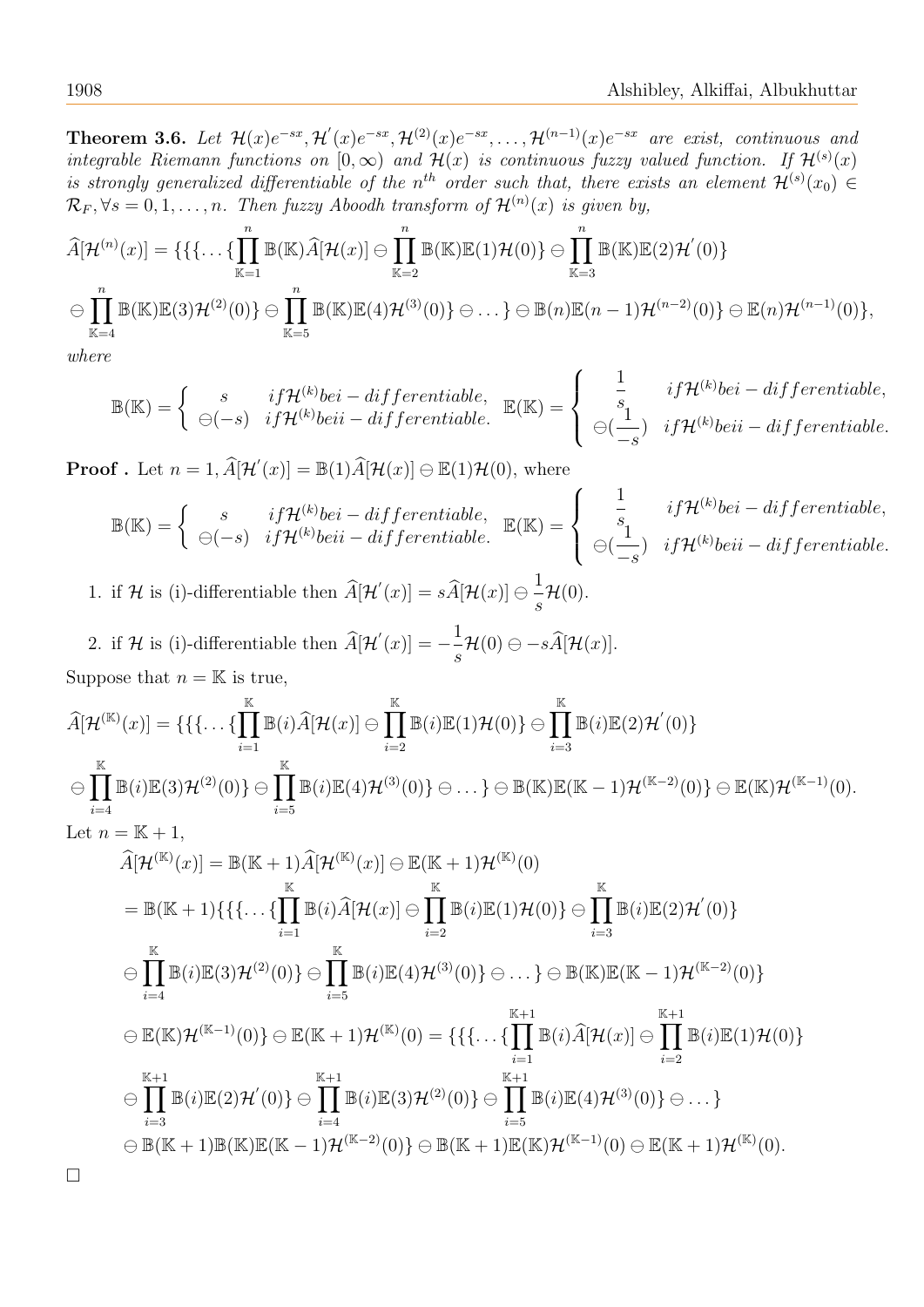**Theorem 3.6.** *Let $\mathcal{H}(x)e^{-sx}, \mathcal{H}^{'}(x)e^{-sx}, \mathcal{H}^{(2)}(x)e^{-sx}, \dots, \mathcal{H}^{(n-1)}(x)e^{-sx}$ are exist, continuous and integrable Riemann functions on $[0,\infty)$ and $\mathcal{H}(x)$ is continuous fuzzy valued function. If $\mathcal{H}^{(s)}(x)$ is strongly generalized differentiable of the $n^{th}$ order such that, there exists an element $\mathcal{H}^{(s)}(x_0) \in \mathcal{R}_F, \forall s = 0,1,\dots,n$. Then fuzzy Aboodh transform of $\mathcal{H}^{(n)}(x)$ is given by,*

$$\widehat{A}[\mathcal{H}^{(n)}(x)] = \{\{\{\dots\{\prod_{\mathbb{K}=1}^{n}\mathbb{B}(\mathbb{K})\widehat{A}[\mathcal{H}(x)] \ominus \prod_{\mathbb{K}=2}^{n}\mathbb{B}(\mathbb{K})\mathbb{E}(1)\mathcal{H}(0)\} \ominus \prod_{\mathbb{K}=3}^{n}\mathbb{B}(\mathbb{K})\mathbb{E}(2)\mathcal{H}^{'}(0)\}$$
$$\ominus \prod_{\mathbb{K}=4}^{n}\mathbb{B}(\mathbb{K})\mathbb{E}(3)\mathcal{H}^{(2)}(0)\} \ominus \prod_{\mathbb{K}=5}^{n}\mathbb{B}(\mathbb{K})\mathbb{E}(4)\mathcal{H}^{(3)}(0)\} \ominus \dots\} \ominus \mathbb{B}(n)\mathbb{E}(n-1)\mathcal{H}^{(n-2)}(0)\} \ominus \mathbb{E}(n)\mathcal{H}^{(n-1)}(0)\},$$

*where*

$$\mathbb{B}(\mathbb{K}) = \begin{cases} s & if\mathcal{H}^{(k)} bei-differentiable, \\ \ominus(-s) & if\mathcal{H}^{(k)} beii-differentiable. \end{cases} \quad \mathbb{E}(\mathbb{K}) = \begin{cases} \dfrac{1}{s} & if\mathcal{H}^{(k)} bei-differentiable, \\ \ominus(\dfrac{1}{-s}) & if\mathcal{H}^{(k)} beii-differentiable. \end{cases}$$

**Proof .** Let $n = 1, \widehat{A}[\mathcal{H}^{'}(x)] = \mathbb{B}(1)\widehat{A}[\mathcal{H}(x)] \ominus \mathbb{E}(1)\mathcal{H}(0)$, where

$$\mathbb{B}(\mathbb{K}) = \begin{cases} s & if\mathcal{H}^{(k)} bei-differentiable, \\ \ominus(-s) & if\mathcal{H}^{(k)} beii-differentiable. \end{cases} \quad \mathbb{E}(\mathbb{K}) = \begin{cases} \dfrac{1}{s} & if\mathcal{H}^{(k)} bei-differentiable, \\ \ominus(\dfrac{1}{-s}) & if\mathcal{H}^{(k)} beii-differentiable. \end{cases}$$

1. if $\mathcal{H}$ is (i)-differentiable then $\widehat{A}[\mathcal{H}^{'}(x)] = s\widehat{A}[\mathcal{H}(x)] \ominus \dfrac{1}{s}\mathcal{H}(0)$.

2. if $\mathcal{H}$ is (i)-differentiable then $\widehat{A}[\mathcal{H}^{'}(x)] = -\dfrac{1}{s}\mathcal{H}(0) \ominus -s\widehat{A}[\mathcal{H}(x)]$.

Suppose that $n = \mathbb{K}$ is true,

$$\widehat{A}[\mathcal{H}^{(\mathbb{K})}(x)] = \{\{\{\dots\{\prod_{i=1}^{\mathbb{K}}\mathbb{B}(i)\widehat{A}[\mathcal{H}(x)] \ominus \prod_{i=2}^{\mathbb{K}}\mathbb{B}(i)\mathbb{E}(1)\mathcal{H}(0)\} \ominus \prod_{i=3}^{\mathbb{K}}\mathbb{B}(i)\mathbb{E}(2)\mathcal{H}^{'}(0)\}$$
$$\ominus \prod_{i=4}^{\mathbb{K}}\mathbb{B}(i)\mathbb{E}(3)\mathcal{H}^{(2)}(0)\} \ominus \prod_{i=5}^{\mathbb{K}}\mathbb{B}(i)\mathbb{E}(4)\mathcal{H}^{(3)}(0)\} \ominus \dots\} \ominus \mathbb{B}(\mathbb{K})\mathbb{E}(\mathbb{K}-1)\mathcal{H}^{(\mathbb{K}-2)}(0)\} \ominus \mathbb{E}(\mathbb{K})\mathcal{H}^{(\mathbb{K}-1)}(0).$$

Let $n = \mathbb{K}+1$,

$$\begin{aligned}
\widehat{A}[\mathcal{H}^{(\mathbb{K})}(x)] &= \mathbb{B}(\mathbb{K}+1)\widehat{A}[\mathcal{H}^{(\mathbb{K})}(x)] \ominus \mathbb{E}(\mathbb{K}+1)\mathcal{H}^{(\mathbb{K})}(0) \\
&= \mathbb{B}(\mathbb{K}+1)\{\{\{\dots\{\prod_{i=1}^{\mathbb{K}}\mathbb{B}(i)\widehat{A}[\mathcal{H}(x)] \ominus \prod_{i=2}^{\mathbb{K}}\mathbb{B}(i)\mathbb{E}(1)\mathcal{H}(0)\} \ominus \prod_{i=3}^{\mathbb{K}}\mathbb{B}(i)\mathbb{E}(2)\mathcal{H}^{'}(0)\} \\
&\ominus \prod_{i=4}^{\mathbb{K}}\mathbb{B}(i)\mathbb{E}(3)\mathcal{H}^{(2)}(0)\} \ominus \prod_{i=5}^{\mathbb{K}}\mathbb{B}(i)\mathbb{E}(4)\mathcal{H}^{(3)}(0)\} \ominus \dots\} \ominus \mathbb{B}(\mathbb{K})\mathbb{E}(\mathbb{K}-1)\mathcal{H}^{(\mathbb{K}-2)}(0)\} \\
&\ominus \mathbb{E}(\mathbb{K})\mathcal{H}^{(\mathbb{K}-1)}(0)\} \ominus \mathbb{E}(\mathbb{K}+1)\mathcal{H}^{(\mathbb{K})}(0) = \{\{\{\dots\{\prod_{i=1}^{\mathbb{K}+1}\mathbb{B}(i)\widehat{A}[\mathcal{H}(x)] \ominus \prod_{i=2}^{\mathbb{K}+1}\mathbb{B}(i)\mathbb{E}(1)\mathcal{H}(0)\} \\
&\ominus \prod_{i=3}^{\mathbb{K}+1}\mathbb{B}(i)\mathbb{E}(2)\mathcal{H}^{'}(0)\} \ominus \prod_{i=4}^{\mathbb{K}+1}\mathbb{B}(i)\mathbb{E}(3)\mathcal{H}^{(2)}(0)\} \ominus \prod_{i=5}^{\mathbb{K}+1}\mathbb{B}(i)\mathbb{E}(4)\mathcal{H}^{(3)}(0)\} \ominus \dots\} \\
&\ominus \mathbb{B}(\mathbb{K}+1)\mathbb{B}(\mathbb{K})\mathbb{E}(\mathbb{K}-1)\mathcal{H}^{(\mathbb{K}-2)}(0)\} \ominus \mathbb{B}(\mathbb{K}+1)\mathbb{E}(\mathbb{K})\mathcal{H}^{(\mathbb{K}-1)}(0) \ominus \mathbb{E}(\mathbb{K}+1)\mathcal{H}^{(\mathbb{K})}(0).
\end{aligned}$$

□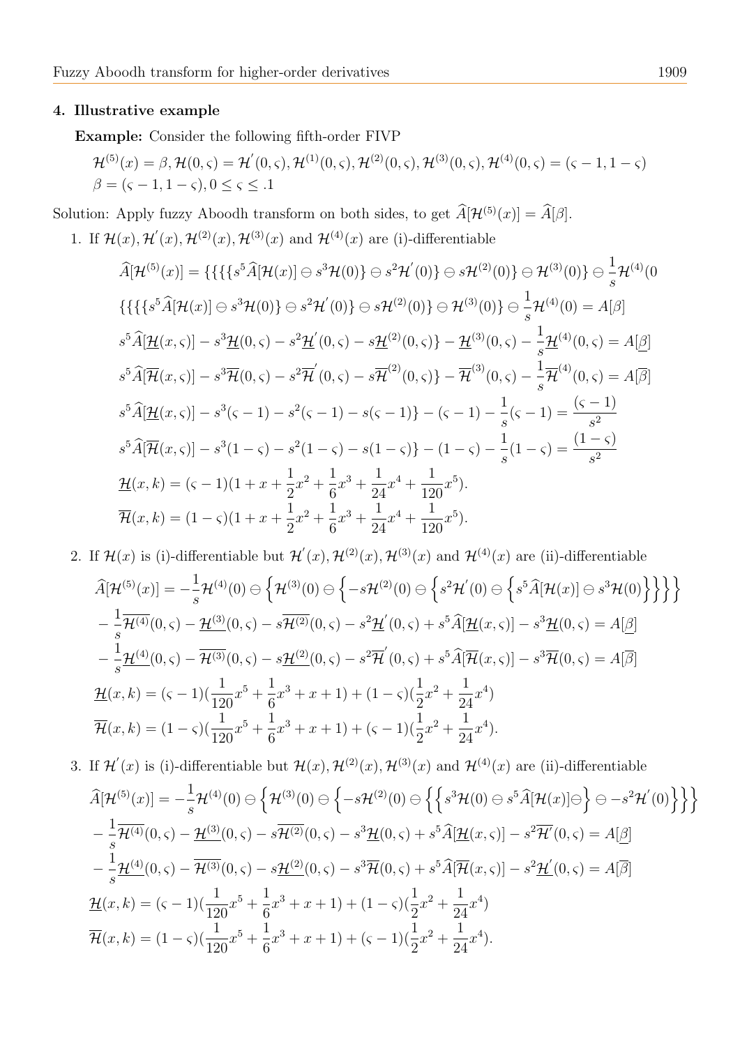### 4. Illustrative example

**Example:** Consider the following fifth-order FIVP

$$\mathcal{H}^{(5)}(x) = \beta, \mathcal{H}(0,\varsigma) = \mathcal{H}^{'}(0,\varsigma), \mathcal{H}^{(1)}(0,\varsigma), \mathcal{H}^{(2)}(0,\varsigma), \mathcal{H}^{(3)}(0,\varsigma), \mathcal{H}^{(4)}(0,\varsigma) = (\varsigma-1, 1-\varsigma)$$
$$\beta = (\varsigma - 1, 1-\varsigma), 0 \leq \varsigma \leq .1$$

Solution: Apply fuzzy Aboodh transform on both sides, to get $\widehat{A}[\mathcal{H}^{(5)}(x)] = \widehat{A}[\beta]$.

1. If $\mathcal{H}(x), \mathcal{H}^{'}(x), \mathcal{H}^{(2)}(x), \mathcal{H}^{(3)}(x)$ and $\mathcal{H}^{(4)}(x)$ are (i)-differentiable

$$\widehat{A}[\mathcal{H}^{(5)}(x)] = \{\{\{\{s^5\widehat{A}[\mathcal{H}(x)] \ominus s^3\mathcal{H}(0)\} \ominus s^2\mathcal{H}^{'}(0)\} \ominus s\mathcal{H}^{(2)}(0)\} \ominus \mathcal{H}^{(3)}(0)\} \ominus \frac{1}{s}\mathcal{H}^{(4)}(0$$
$$\{\{\{\{s^5\widehat{A}[\mathcal{H}(x)] \ominus s^3\mathcal{H}(0)\} \ominus s^2\mathcal{H}^{'}(0)\} \ominus s\mathcal{H}^{(2)}(0)\} \ominus \mathcal{H}^{(3)}(0)\} \ominus \frac{1}{s}\mathcal{H}^{(4)}(0) = A[\beta]$$
$$s^5\widehat{A}[\underline{\mathcal{H}}(x,\varsigma)] - s^3\underline{\mathcal{H}}(0,\varsigma) - s^2\underline{\mathcal{H}}^{'}(0,\varsigma) - s\underline{\mathcal{H}}^{(2)}(0,\varsigma)\} - \underline{\mathcal{H}}^{(3)}(0,\varsigma) - \frac{1}{s}\underline{\mathcal{H}}^{(4)}(0,\varsigma) = A[\underline{\beta}]$$
$$s^5\widehat{A}[\overline{\mathcal{H}}(x,\varsigma)] - s^3\overline{\mathcal{H}}(0,\varsigma) - s^2\overline{\mathcal{H}}^{'}(0,\varsigma) - s\overline{\mathcal{H}}^{(2)}(0,\varsigma)\} - \overline{\mathcal{H}}^{(3)}(0,\varsigma) - \frac{1}{s}\overline{\mathcal{H}}^{(4)}(0,\varsigma) = A[\overline{\beta}]$$
$$s^5\widehat{A}[\underline{\mathcal{H}}(x,\varsigma)] - s^3(\varsigma-1) - s^2(\varsigma-1) - s(\varsigma-1)\} - (\varsigma-1) - \frac{1}{s}(\varsigma-1) = \frac{(\varsigma-1)}{s^2}$$
$$s^5\widehat{A}[\overline{\mathcal{H}}(x,\varsigma)] - s^3(1-\varsigma) - s^2(1-\varsigma) - s(1-\varsigma)\} - (1-\varsigma) - \frac{1}{s}(1-\varsigma) = \frac{(1-\varsigma)}{s^2}$$
$$\underline{\mathcal{H}}(x,k) = (\varsigma-1)(1 + x + \frac{1}{2}x^2 + \frac{1}{6}x^3 + \frac{1}{24}x^4 + \frac{1}{120}x^5).$$
$$\overline{\mathcal{H}}(x,k) = (1-\varsigma)(1 + x + \frac{1}{2}x^2 + \frac{1}{6}x^3 + \frac{1}{24}x^4 + \frac{1}{120}x^5).$$

2. If $\mathcal{H}(x)$ is (i)-differentiable but $\mathcal{H}^{'}(x), \mathcal{H}^{(2)}(x), \mathcal{H}^{(3)}(x)$ and $\mathcal{H}^{(4)}(x)$ are (ii)-differentiable

$$\widehat{A}[\mathcal{H}^{(5)}(x)] = -\frac{1}{s}\mathcal{H}^{(4)}(0) \ominus \left\{\mathcal{H}^{(3)}(0) \ominus \left\{-s\mathcal{H}^{(2)}(0) \ominus \left\{s^2\mathcal{H}^{'}(0) \ominus \left\{s^5\widehat{A}[\mathcal{H}(x)] \ominus s^3\mathcal{H}(0)\right\}\right\}\right\}\right\}$$
$$-\frac{1}{s}\overline{\mathcal{H}^{(4)}}(0,\varsigma) - \underline{\mathcal{H}^{(3)}}(0,\varsigma) - s\overline{\mathcal{H}^{(2)}}(0,\varsigma) - s^2\underline{\mathcal{H}}^{'}(0,\varsigma) + s^5\widehat{A}[\underline{\mathcal{H}}(x,\varsigma)] - s^3\underline{\mathcal{H}}(0,\varsigma) = A[\underline{\beta}]$$
$$-\frac{1}{s}\underline{\mathcal{H}^{(4)}}(0,\varsigma) - \overline{\mathcal{H}^{(3)}}(0,\varsigma) - s\underline{\mathcal{H}^{(2)}}(0,\varsigma) - s^2\overline{\mathcal{H}}^{'}(0,\varsigma) + s^5\widehat{A}[\overline{\mathcal{H}}(x,\varsigma)] - s^3\overline{\mathcal{H}}(0,\varsigma) = A[\overline{\beta}]$$
$$\underline{\mathcal{H}}(x,k) = (\varsigma-1)(\frac{1}{120}x^5 + \frac{1}{6}x^3 + x + 1) + (1-\varsigma)(\frac{1}{2}x^2 + \frac{1}{24}x^4)$$
$$\overline{\mathcal{H}}(x,k) = (1-\varsigma)(\frac{1}{120}x^5 + \frac{1}{6}x^3 + x + 1) + (\varsigma-1)(\frac{1}{2}x^2 + \frac{1}{24}x^4).$$

3. If $\mathcal{H}^{'}(x)$ is (i)-differentiable but $\mathcal{H}(x), \mathcal{H}^{(2)}(x), \mathcal{H}^{(3)}(x)$ and $\mathcal{H}^{(4)}(x)$ are (ii)-differentiable

$$\widehat{A}[\mathcal{H}^{(5)}(x)] = -\frac{1}{s}\mathcal{H}^{(4)}(0) \ominus \left\{\mathcal{H}^{(3)}(0) \ominus \left\{-s\mathcal{H}^{(2)}(0) \ominus \left\{\left\{s^3\mathcal{H}(0) \ominus s^5\widehat{A}[\mathcal{H}(x)]\ominus\right\} \ominus -s^2\mathcal{H}^{'}(0)\right\}\right\}\right\}$$
$$-\frac{1}{s}\overline{\mathcal{H}^{(4)}}(0,\varsigma) - \underline{\mathcal{H}^{(3)}}(0,\varsigma) - s\overline{\mathcal{H}^{(2)}}(0,\varsigma) - s^3\underline{\mathcal{H}}(0,\varsigma) + s^5\widehat{A}[\underline{\mathcal{H}}(x,\varsigma)] - s^2\overline{\mathcal{H}^{'}}(0,\varsigma) = A[\underline{\beta}]$$
$$-\frac{1}{s}\underline{\mathcal{H}^{(4)}}(0,\varsigma) - \overline{\mathcal{H}^{(3)}}(0,\varsigma) - s\underline{\mathcal{H}^{(2)}}(0,\varsigma) - s^3\overline{\mathcal{H}}(0,\varsigma) + s^5\widehat{A}[\overline{\mathcal{H}}(x,\varsigma)] - s^2\underline{\mathcal{H}^{'}}(0,\varsigma) = A[\overline{\beta}]$$
$$\underline{\mathcal{H}}(x,k) = (\varsigma-1)(\frac{1}{120}x^5 + \frac{1}{6}x^3 + x + 1) + (1-\varsigma)(\frac{1}{2}x^2 + \frac{1}{24}x^4)$$
$$\overline{\mathcal{H}}(x,k) = (1-\varsigma)(\frac{1}{120}x^5 + \frac{1}{6}x^3 + x + 1) + (\varsigma-1)(\frac{1}{2}x^2 + \frac{1}{24}x^4).$$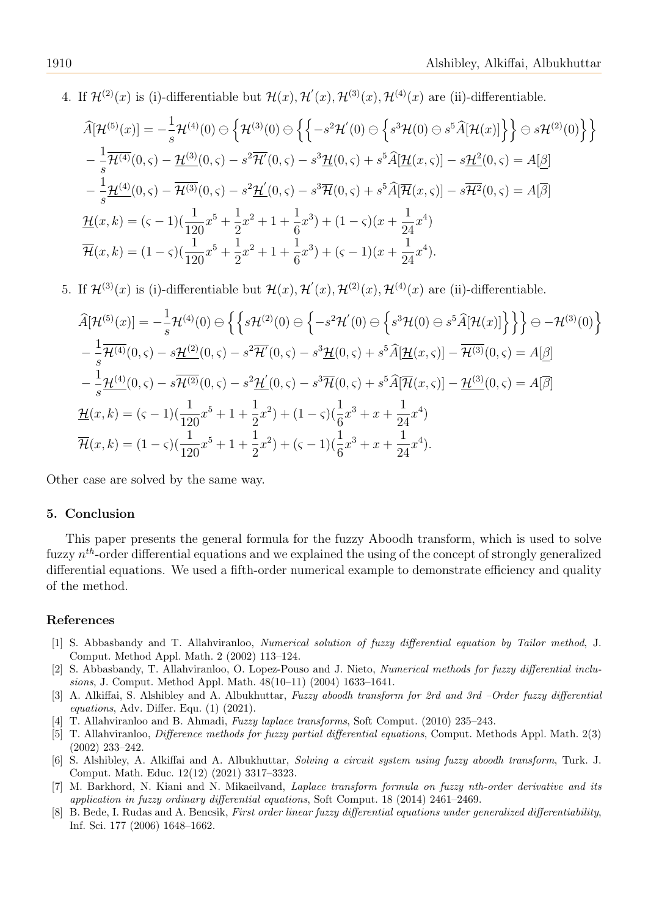4. If $\mathcal{H}^{(2)}(x)$ is (i)-differentiable but $\mathcal{H}(x), \mathcal{H}^{'}(x), \mathcal{H}^{(3)}(x), \mathcal{H}^{(4)}(x)$ are (ii)-differentiable.

$$
\begin{aligned}
&\widehat{A}[\mathcal{H}^{(5)}(x)] = -\frac{1}{s}\mathcal{H}^{(4)}(0) \ominus \left\{\mathcal{H}^{(3)}(0) \ominus \left\{\left\{-s^2\mathcal{H}^{'}(0) \ominus \left\{s^3\mathcal{H}(0) \ominus s^5\widehat{A}[\mathcal{H}(x)]\right\}\right\} \ominus s\mathcal{H}^{(2)}(0)\right\}\right\} \\
&-\frac{1}{s}\overline{\mathcal{H}^{(4)}}(0,\varsigma) - \underline{\mathcal{H}^{(3)}}(0,\varsigma) - s^2\overline{\mathcal{H}^{'}}(0,\varsigma) - s^3\underline{\mathcal{H}}(0,\varsigma) + s^5\widehat{A}[\underline{\mathcal{H}}(x,\varsigma)] - s\underline{\mathcal{H}^{2}}(0,\varsigma) = A[\underline{\beta}] \\
&-\frac{1}{s}\underline{\mathcal{H}^{(4)}}(0,\varsigma) - \overline{\mathcal{H}^{(3)}}(0,\varsigma) - s^2\underline{\mathcal{H}^{'}}(0,\varsigma) - s^3\overline{\mathcal{H}}(0,\varsigma) + s^5\widehat{A}[\overline{\mathcal{H}}(x,\varsigma)] - s\overline{\mathcal{H}^{2}}(0,\varsigma) = A[\overline{\beta}] \\
&\underline{\mathcal{H}}(x,k) = (\varsigma-1)(\frac{1}{120}x^5 + \frac{1}{2}x^2 + 1 + \frac{1}{6}x^3) + (1-\varsigma)(x + \frac{1}{24}x^4) \\
&\overline{\mathcal{H}}(x,k) = (1-\varsigma)(\frac{1}{120}x^5 + \frac{1}{2}x^2 + 1 + \frac{1}{6}x^3) + (\varsigma-1)(x + \frac{1}{24}x^4).
\end{aligned}
$$

5. If $\mathcal{H}^{(3)}(x)$ is (i)-differentiable but $\mathcal{H}(x), \mathcal{H}^{'}(x), \mathcal{H}^{(2)}(x), \mathcal{H}^{(4)}(x)$ are (ii)-differentiable.

$$
\begin{aligned}
&\widehat{A}[\mathcal{H}^{(5)}(x)] = -\frac{1}{s}\mathcal{H}^{(4)}(0) \ominus \left\{\left\{s\mathcal{H}^{(2)}(0) \ominus \left\{-s^2\mathcal{H}^{'}(0) \ominus \left\{s^3\mathcal{H}(0) \ominus s^5\widehat{A}[\mathcal{H}(x)]\right\}\right\}\right\} \ominus -\mathcal{H}^{(3)}(0)\right\} \\
&-\frac{1}{s}\overline{\mathcal{H}^{(4)}}(0,\varsigma) - s\underline{\mathcal{H}^{(2)}}(0,\varsigma) - s^2\overline{\mathcal{H}^{'}}(0,\varsigma) - s^3\underline{\mathcal{H}}(0,\varsigma) + s^5\widehat{A}[\underline{\mathcal{H}}(x,\varsigma)] - \overline{\mathcal{H}^{(3)}}(0,\varsigma) = A[\underline{\beta}] \\
&-\frac{1}{s}\underline{\mathcal{H}^{(4)}}(0,\varsigma) - s\overline{\mathcal{H}^{(2)}}(0,\varsigma) - s^2\underline{\mathcal{H}^{'}}(0,\varsigma) - s^3\overline{\mathcal{H}}(0,\varsigma) + s^5\widehat{A}[\overline{\mathcal{H}}(x,\varsigma)] - \underline{\mathcal{H}^{(3)}}(0,\varsigma) = A[\overline{\beta}] \\
&\underline{\mathcal{H}}(x,k) = (\varsigma-1)(\frac{1}{120}x^5 + 1 + \frac{1}{2}x^2) + (1-\varsigma)(\frac{1}{6}x^3 + x + \frac{1}{24}x^4) \\
&\overline{\mathcal{H}}(x,k) = (1-\varsigma)(\frac{1}{120}x^5 + 1 + \frac{1}{2}x^2) + (\varsigma-1)(\frac{1}{6}x^3 + x + \frac{1}{24}x^4).
\end{aligned}
$$

Other case are solved by the same way.

## 5. Conclusion

This paper presents the general formula for the fuzzy Aboodh transform, which is used to solve fuzzy $n^{th}$-order differential equations and we explained the using of the concept of strongly generalized differential equations. We used a fifth-order numerical example to demonstrate efficiency and quality of the method.

## References

[1] S. Abbasbandy and T. Allahviranloo, *Numerical solution of fuzzy differential equation by Tailor method*, J. Comput. Method Appl. Math. 2 (2002) 113–124.

[2] S. Abbasbandy, T. Allahviranloo, O. Lopez-Pouso and J. Nieto, *Numerical methods for fuzzy differential inclusions*, J. Comput. Method Appl. Math. 48(10–11) (2004) 1633–1641.

[3] A. Alkiffai, S. Alshibley and A. Albukhuttar, *Fuzzy aboodh transform for 2rd and 3rd –Order fuzzy differential equations*, Adv. Differ. Equ. (1) (2021).

[4] T. Allahviranloo and B. Ahmadi, *Fuzzy laplace transforms*, Soft Comput. (2010) 235–243.

[5] T. Allahviranloo, *Difference methods for fuzzy partial differential equations*, Comput. Methods Appl. Math. 2(3) (2002) 233–242.

[6] S. Alshibley, A. Alkiffai and A. Albukhuttar, *Solving a circuit system using fuzzy aboodh transform*, Turk. J. Comput. Math. Educ. 12(12) (2021) 3317–3323.

[7] M. Barkhord, N. Kiani and N. Mikaeilvand, *Laplace transform formula on fuzzy nth-order derivative and its application in fuzzy ordinary differential equations*, Soft Comput. 18 (2014) 2461–2469.

[8] B. Bede, I. Rudas and A. Bencsik, *First order linear fuzzy differential equations under generalized differentiability*, Inf. Sci. 177 (2006) 1648–1662.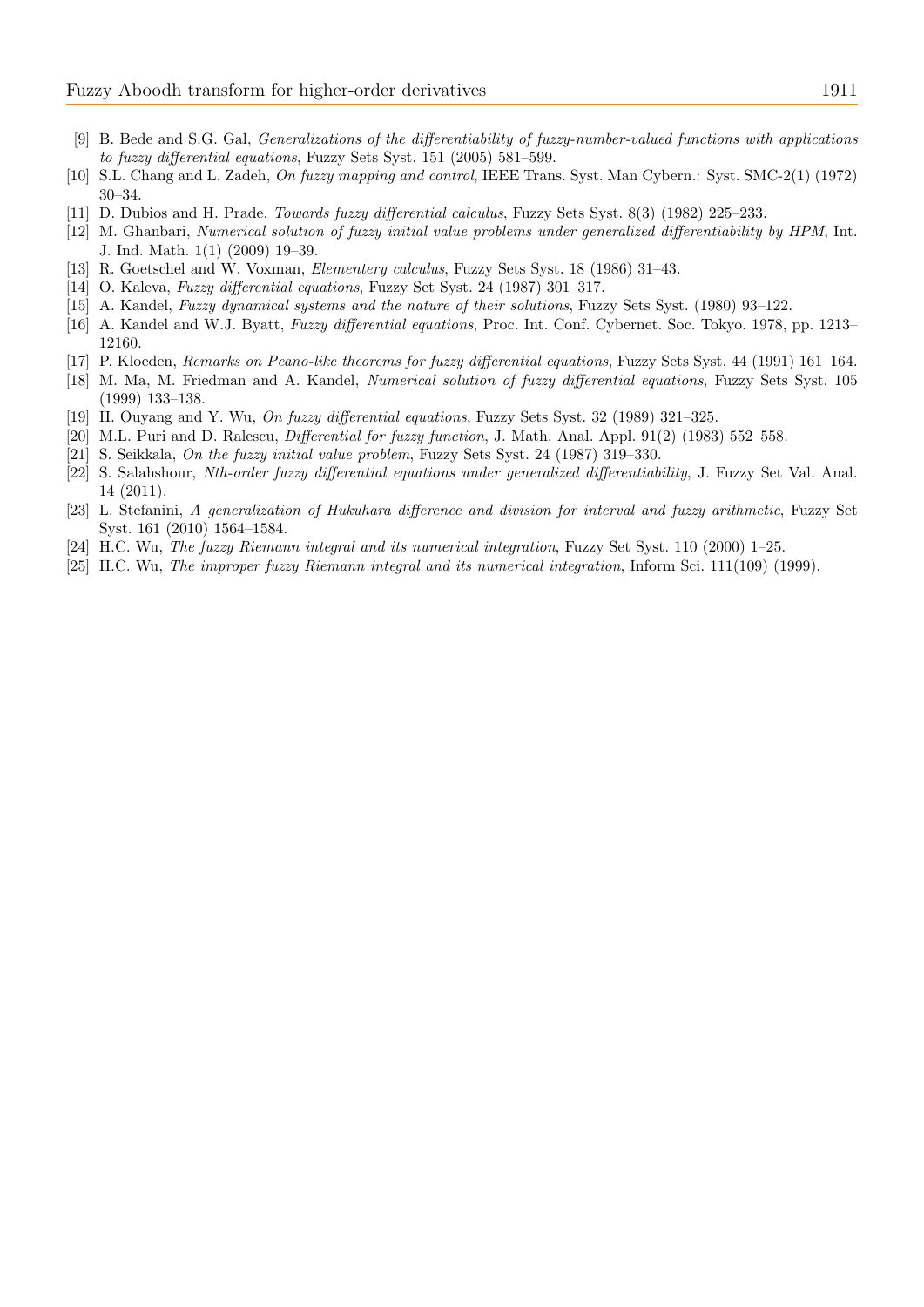[9] B. Bede and S.G. Gal, *Generalizations of the differentiability of fuzzy-number-valued functions with applications to fuzzy differential equations*, Fuzzy Sets Syst. 151 (2005) 581–599.

[10] S.L. Chang and L. Zadeh, *On fuzzy mapping and control*, IEEE Trans. Syst. Man Cybern.: Syst. SMC-2(1) (1972) 30–34.

[11] D. Dubios and H. Prade, *Towards fuzzy differential calculus*, Fuzzy Sets Syst. 8(3) (1982) 225–233.

[12] M. Ghanbari, *Numerical solution of fuzzy initial value problems under generalized differentiability by HPM*, Int. J. Ind. Math. 1(1) (2009) 19–39.

[13] R. Goetschel and W. Voxman, *Elementery calculus*, Fuzzy Sets Syst. 18 (1986) 31–43.

[14] O. Kaleva, *Fuzzy differential equations*, Fuzzy Set Syst. 24 (1987) 301–317.

[15] A. Kandel, *Fuzzy dynamical systems and the nature of their solutions*, Fuzzy Sets Syst. (1980) 93–122.

[16] A. Kandel and W.J. Byatt, *Fuzzy differential equations*, Proc. Int. Conf. Cybernet. Soc. Tokyo. 1978, pp. 1213–12160.

[17] P. Kloeden, *Remarks on Peano-like theorems for fuzzy differential equations*, Fuzzy Sets Syst. 44 (1991) 161–164.

[18] M. Ma, M. Friedman and A. Kandel, *Numerical solution of fuzzy differential equations*, Fuzzy Sets Syst. 105 (1999) 133–138.

[19] H. Ouyang and Y. Wu, *On fuzzy differential equations*, Fuzzy Sets Syst. 32 (1989) 321–325.

[20] M.L. Puri and D. Ralescu, *Differential for fuzzy function*, J. Math. Anal. Appl. 91(2) (1983) 552–558.

[21] S. Seikkala, *On the fuzzy initial value problem*, Fuzzy Sets Syst. 24 (1987) 319–330.

[22] S. Salahshour, *Nth-order fuzzy differential equations under generalized differentiability*, J. Fuzzy Set Val. Anal. 14 (2011).

[23] L. Stefanini, *A generalization of Hukuhara difference and division for interval and fuzzy arithmetic*, Fuzzy Set Syst. 161 (2010) 1564–1584.

[24] H.C. Wu, *The fuzzy Riemann integral and its numerical integration*, Fuzzy Set Syst. 110 (2000) 1–25.

[25] H.C. Wu, *The improper fuzzy Riemann integral and its numerical integration*, Inform Sci. 111(109) (1999).